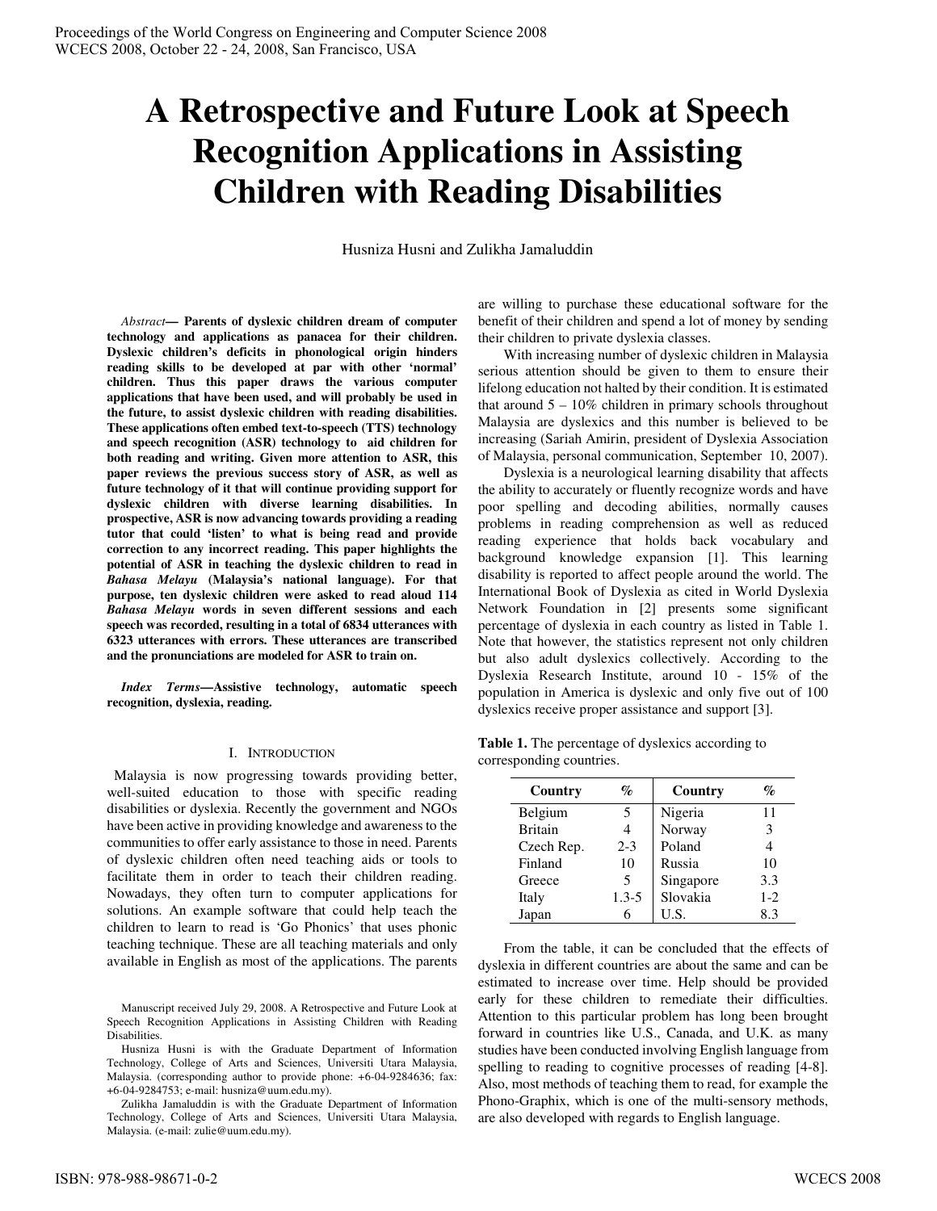# A Retrospective and Future Look at Speech Recognition Applications in Assisting Children with Reading Disabilities

Husniza Husni and Zulikha Jamaluddin

*Abstract*— **Parents of dyslexic children dream of computer technology and applications as panacea for their children. Dyslexic children's deficits in phonological origin hinders reading skills to be developed at par with other 'normal' children. Thus this paper draws the various computer applications that have been used, and will probably be used in the future, to assist dyslexic children with reading disabilities. These applications often embed text-to-speech (TTS) technology and speech recognition (ASR) technology to aid children for both reading and writing. Given more attention to ASR, this paper reviews the previous success story of ASR, as well as future technology of it that will continue providing support for dyslexic children with diverse learning disabilities. In prospective, ASR is now advancing towards providing a reading tutor that could 'listen' to what is being read and provide correction to any incorrect reading. This paper highlights the potential of ASR in teaching the dyslexic children to read in *Bahasa Melayu* (Malaysia's national language). For that purpose, ten dyslexic children were asked to read aloud 114 *Bahasa Melayu* words in seven different sessions and each speech was recorded, resulting in a total of 6834 utterances with 6323 utterances with errors. These utterances are transcribed and the pronunciations are modeled for ASR to train on.**

*Index Terms*—**Assistive technology, automatic speech recognition, dyslexia, reading.**

## I. Introduction

Malaysia is now progressing towards providing better, well-suited education to those with specific reading disabilities or dyslexia. Recently the government and NGOs have been active in providing knowledge and awareness to the communities to offer early assistance to those in need. Parents of dyslexic children often need teaching aids or tools to facilitate them in order to teach their children reading. Nowadays, they often turn to computer applications for solutions. An example software that could help teach the children to learn to read is 'Go Phonics' that uses phonic teaching technique. These are all teaching materials and only available in English as most of the applications. The parents are willing to purchase these educational software for the benefit of their children and spend a lot of money by sending their children to private dyslexia classes.

With increasing number of dyslexic children in Malaysia serious attention should be given to them to ensure their lifelong education not halted by their condition. It is estimated that around 5 – 10% children in primary schools throughout Malaysia are dyslexics and this number is believed to be increasing (Sariah Amirin, president of Dyslexia Association of Malaysia, personal communication, September 10, 2007).

Dyslexia is a neurological learning disability that affects the ability to accurately or fluently recognize words and have poor spelling and decoding abilities, normally causes problems in reading comprehension as well as reduced reading experience that holds back vocabulary and background knowledge expansion [1]. This learning disability is reported to affect people around the world. The International Book of Dyslexia as cited in World Dyslexia Network Foundation in [2] presents some significant percentage of dyslexia in each country as listed in Table 1. Note that however, the statistics represent not only children but also adult dyslexics collectively. According to the Dyslexia Research Institute, around 10 - 15% of the population in America is dyslexic and only five out of 100 dyslexics receive proper assistance and support [3].

**Table 1.** The percentage of dyslexics according to corresponding countries.

| Country | % | Country | % |
|---|---|---|---|
| Belgium | 5 | Nigeria | 11 |
| Britain | 4 | Norway | 3 |
| Czech Rep. | 2-3 | Poland | 4 |
| Finland | 10 | Russia | 10 |
| Greece | 5 | Singapore | 3.3 |
| Italy | 1.3-5 | Slovakia | 1-2 |
| Japan | 6 | U.S. | 8.3 |

From the table, it can be concluded that the effects of dyslexia in different countries are about the same and can be estimated to increase over time. Help should be provided early for these children to remediate their difficulties. Attention to this particular problem has long been brought forward in countries like U.S., Canada, and U.K. as many studies have been conducted involving English language from spelling to reading to cognitive processes of reading [4-8]. Also, most methods of teaching them to read, for example the Phono-Graphix, which is one of the multi-sensory methods, are also developed with regards to English language.

Manuscript received July 29, 2008. A Retrospective and Future Look at Speech Recognition Applications in Assisting Children with Reading Disabilities.

Husniza Husni is with the Graduate Department of Information Technology, College of Arts and Sciences, Universiti Utara Malaysia, Malaysia. (corresponding author to provide phone: +6-04-9284636; fax: +6-04-9284753; e-mail: husniza@uum.edu.my).

Zulikha Jamaluddin is with the Graduate Department of Information Technology, College of Arts and Sciences, Universiti Utara Malaysia, Malaysia. (e-mail: zulie@uum.edu.my).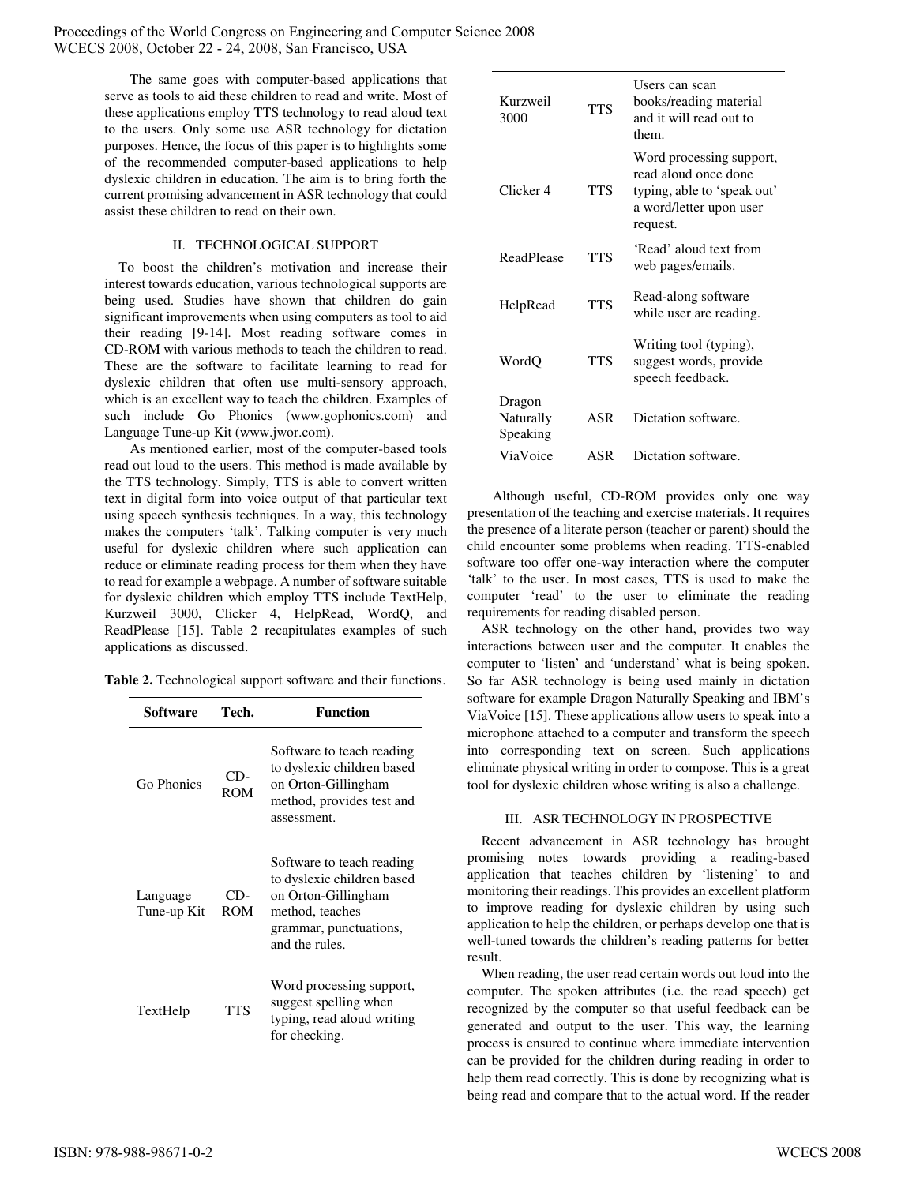The same goes with computer-based applications that serve as tools to aid these children to read and write. Most of these applications employ TTS technology to read aloud text to the users. Only some use ASR technology for dictation purposes. Hence, the focus of this paper is to highlights some of the recommended computer-based applications to help dyslexic children in education. The aim is to bring forth the current promising advancement in ASR technology that could assist these children to read on their own.

## II. TECHNOLOGICAL SUPPORT

To boost the children's motivation and increase their interest towards education, various technological supports are being used. Studies have shown that children do gain significant improvements when using computers as tool to aid their reading [9-14]. Most reading software comes in CD-ROM with various methods to teach the children to read. These are the software to facilitate learning to read for dyslexic children that often use multi-sensory approach, which is an excellent way to teach the children. Examples of such include Go Phonics (www.gophonics.com) and Language Tune-up Kit (www.jwor.com).

As mentioned earlier, most of the computer-based tools read out loud to the users. This method is made available by the TTS technology. Simply, TTS is able to convert written text in digital form into voice output of that particular text using speech synthesis techniques. In a way, this technology makes the computers 'talk'. Talking computer is very much useful for dyslexic children where such application can reduce or eliminate reading process for them when they have to read for example a webpage. A number of software suitable for dyslexic children which employ TTS include TextHelp, Kurzweil 3000, Clicker 4, HelpRead, WordQ, and ReadPlease [15]. Table 2 recapitulates examples of such applications as discussed.

**Table 2.** Technological support software and their functions.

| Software | Tech. | Function |
|---|---|---|
| Go Phonics | CD-ROM | Software to teach reading to dyslexic children based on Orton-Gillingham method, provides test and assessment. |
| Language Tune-up Kit | CD-ROM | Software to teach reading to dyslexic children based on Orton-Gillingham method, teaches grammar, punctuations, and the rules. |
| TextHelp | TTS | Word processing support, suggest spelling when typing, read aloud writing for checking. |
| Kurzweil 3000 | TTS | Users can scan books/reading material and it will read out to them. |
| Clicker 4 | TTS | Word processing support, read aloud once done typing, able to 'speak out' a word/letter upon user request. |
| ReadPlease | TTS | 'Read' aloud text from web pages/emails. |
| HelpRead | TTS | Read-along software while user are reading. |
| WordQ | TTS | Writing tool (typing), suggest words, provide speech feedback. |
| Dragon Naturally Speaking | ASR | Dictation software. |
| ViaVoice | ASR | Dictation software. |

Although useful, CD-ROM provides only one way presentation of the teaching and exercise materials. It requires the presence of a literate person (teacher or parent) should the child encounter some problems when reading. TTS-enabled software too offer one-way interaction where the computer 'talk' to the user. In most cases, TTS is used to make the computer 'read' to the user to eliminate the reading requirements for reading disabled person.

ASR technology on the other hand, provides two way interactions between user and the computer. It enables the computer to 'listen' and 'understand' what is being spoken. So far ASR technology is being used mainly in dictation software for example Dragon Naturally Speaking and IBM's ViaVoice [15]. These applications allow users to speak into a microphone attached to a computer and transform the speech into corresponding text on screen. Such applications eliminate physical writing in order to compose. This is a great tool for dyslexic children whose writing is also a challenge.

## III. ASR TECHNOLOGY IN PROSPECTIVE

Recent advancement in ASR technology has brought promising notes towards providing a reading-based application that teaches children by 'listening' to and monitoring their readings. This provides an excellent platform to improve reading for dyslexic children by using such application to help the children, or perhaps develop one that is well-tuned towards the children's reading patterns for better result.

When reading, the user read certain words out loud into the computer. The spoken attributes (i.e. the read speech) get recognized by the computer so that useful feedback can be generated and output to the user. This way, the learning process is ensured to continue where immediate intervention can be provided for the children during reading in order to help them read correctly. This is done by recognizing what is being read and compare that to the actual word. If the reader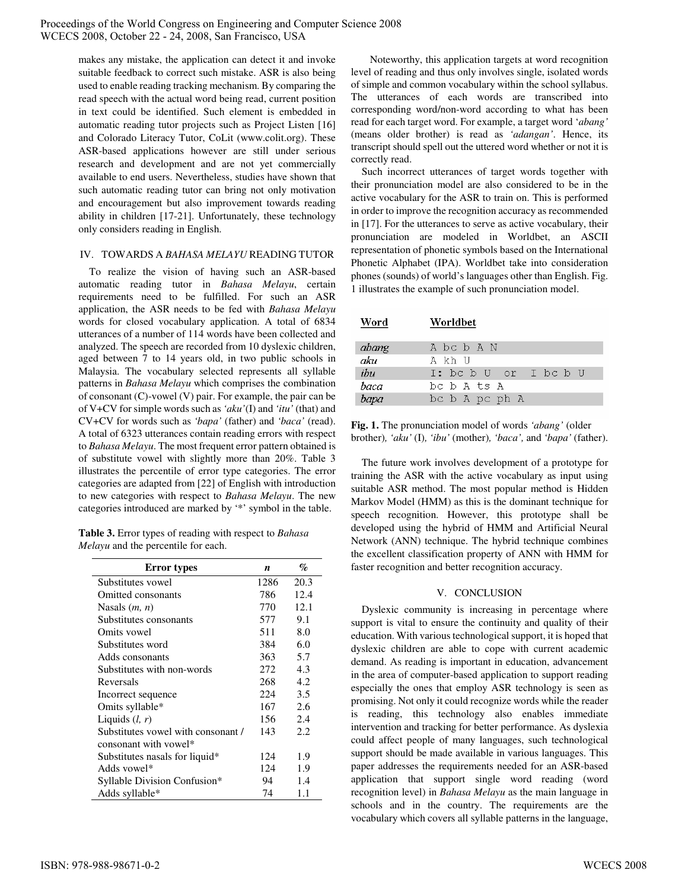makes any mistake, the application can detect it and invoke suitable feedback to correct such mistake. ASR is also being used to enable reading tracking mechanism. By comparing the read speech with the actual word being read, current position in text could be identified. Such element is embedded in automatic reading tutor projects such as Project Listen [16] and Colorado Literacy Tutor, CoLit (www.colit.org). These ASR-based applications however are still under serious research and development and are not yet commercially available to end users. Nevertheless, studies have shown that such automatic reading tutor can bring not only motivation and encouragement but also improvement towards reading ability in children [17-21]. Unfortunately, these technology only considers reading in English.

## IV. TOWARDS A *BAHASA MELAYU* READING TUTOR

To realize the vision of having such an ASR-based automatic reading tutor in *Bahasa Melayu*, certain requirements need to be fulfilled. For such an ASR application, the ASR needs to be fed with *Bahasa Melayu* words for closed vocabulary application. A total of 6834 utterances of a number of 114 words have been collected and analyzed. The speech are recorded from 10 dyslexic children, aged between 7 to 14 years old, in two public schools in Malaysia. The vocabulary selected represents all syllable patterns in *Bahasa Melayu* which comprises the combination of consonant (C)-vowel (V) pair. For example, the pair can be of V+CV for simple words such as *'aku'*(I) and *'itu'* (that) and CV+CV for words such as *'bapa'* (father) and *'baca'* (read). A total of 6323 utterances contain reading errors with respect to *Bahasa Melayu*. The most frequent error pattern obtained is of substitute vowel with slightly more than 20%. Table 3 illustrates the percentile of error type categories. The error categories are adapted from [22] of English with introduction to new categories with respect to *Bahasa Melayu*. The new categories introduced are marked by '*' symbol in the table.

**Table 3.** Error types of reading with respect to *Bahasa Melayu* and the percentile for each.

| Error types | *n* | % |
|---|---|---|
| Substitutes vowel | 1286 | 20.3 |
| Omitted consonants | 786 | 12.4 |
| Nasals (*m, n*) | 770 | 12.1 |
| Substitutes consonants | 577 | 9.1 |
| Omits vowel | 511 | 8.0 |
| Substitutes word | 384 | 6.0 |
| Adds consonants | 363 | 5.7 |
| Substitutes with non-words | 272 | 4.3 |
| Reversals | 268 | 4.2 |
| Incorrect sequence | 224 | 3.5 |
| Omits syllable* | 167 | 2.6 |
| Liquids (*l, r*) | 156 | 2.4 |
| Substitutes vowel with consonant / consonant with vowel* | 143 | 2.2 |
| Substitutes nasals for liquid* | 124 | 1.9 |
| Adds vowel* | 124 | 1.9 |
| Syllable Division Confusion* | 94 | 1.4 |
| Adds syllable* | 74 | 1.1 |

Noteworthy, this application targets at word recognition level of reading and thus only involves single, isolated words of simple and common vocabulary within the school syllabus. The utterances of each words are transcribed into corresponding word/non-word according to what has been read for each target word. For example, a target word '*abang'* (means older brother) is read as *'adangan'*. Hence, its transcript should spell out the uttered word whether or not it is correctly read.

Such incorrect utterances of target words together with their pronunciation model are also considered to be in the active vocabulary for the ASR to train on. This is performed in order to improve the recognition accuracy as recommended in [17]. For the utterances to serve as active vocabulary, their pronunciation are modeled in Worldbet, an ASCII representation of phonetic symbols based on the International Phonetic Alphabet (IPA). Worldbet take into consideration phones (sounds) of world's languages other than English. Fig. 1 illustrates the example of such pronunciation model.

| Word | Worldbet |
|---|---|
| *abang* | A bc b A N |
| *aku* | A kh U |
| *ibu* | I: bc b U or I bc b U |
| *baca* | bc b A ts A |
| *bapa* | bc b A pc ph A |

**Fig. 1.** The pronunciation model of words *'abang'* (older brother)*, 'aku'* (I)*, 'ibu'* (mother)*, 'baca',* and *'bapa'* (father).

The future work involves development of a prototype for training the ASR with the active vocabulary as input using suitable ASR method. The most popular method is Hidden Markov Model (HMM) as this is the dominant technique for speech recognition. However, this prototype shall be developed using the hybrid of HMM and Artificial Neural Network (ANN) technique. The hybrid technique combines the excellent classification property of ANN with HMM for faster recognition and better recognition accuracy.

## V. CONCLUSION

Dyslexic community is increasing in percentage where support is vital to ensure the continuity and quality of their education. With various technological support, it is hoped that dyslexic children are able to cope with current academic demand. As reading is important in education, advancement in the area of computer-based application to support reading especially the ones that employ ASR technology is seen as promising. Not only it could recognize words while the reader is reading, this technology also enables immediate intervention and tracking for better performance. As dyslexia could affect people of many languages, such technological support should be made available in various languages. This paper addresses the requirements needed for an ASR-based application that support single word reading (word recognition level) in *Bahasa Melayu* as the main language in schools and in the country. The requirements are the vocabulary which covers all syllable patterns in the language,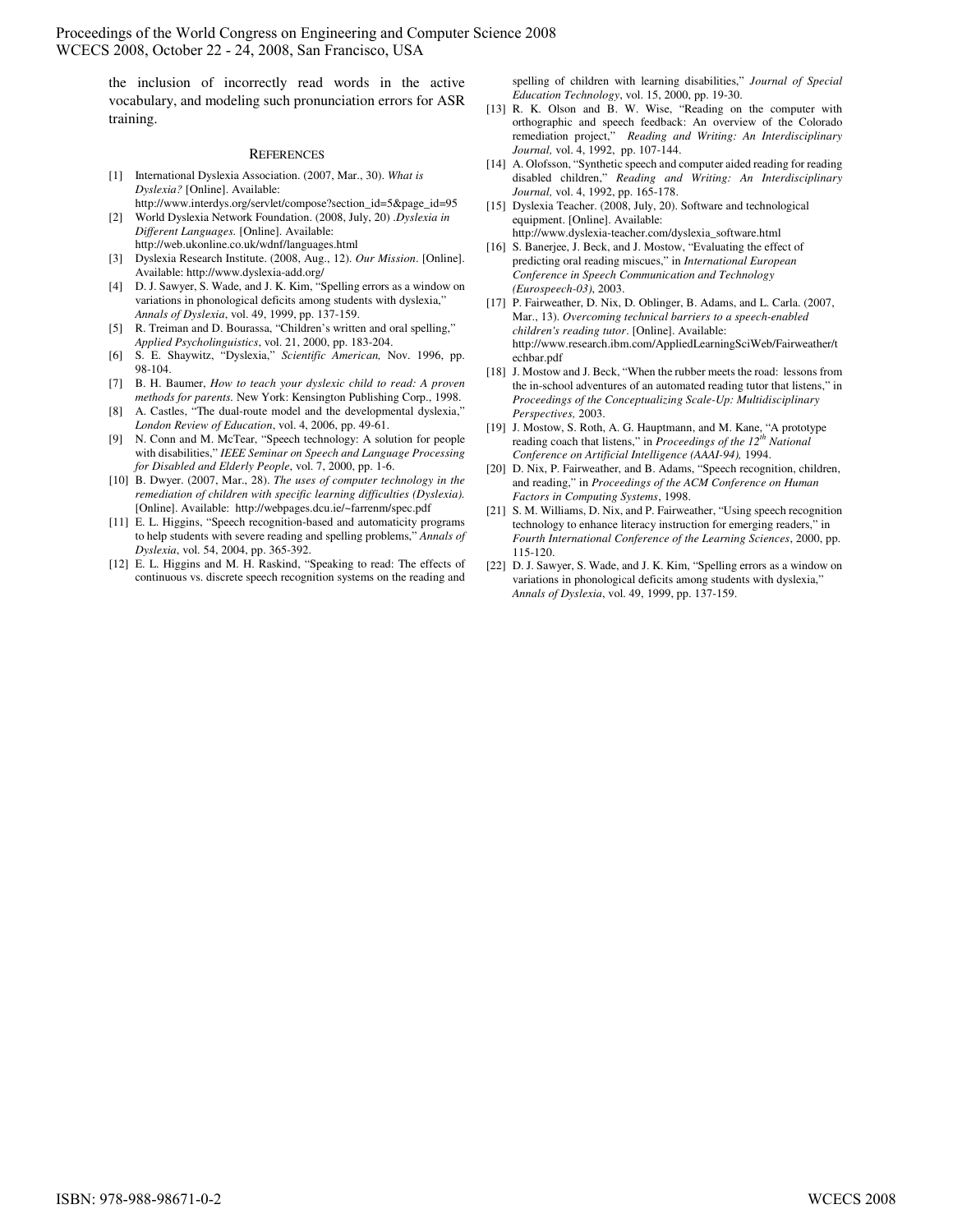the inclusion of incorrectly read words in the active vocabulary, and modeling such pronunciation errors for ASR training.

## REFERENCES

[1] International Dyslexia Association. (2007, Mar., 30). *What is Dyslexia?* [Online]. Available: http://www.interdys.org/servlet/compose?section_id=5&page_id=95

[2] World Dyslexia Network Foundation. (2008, July, 20) .*Dyslexia in Different Languages.* [Online]. Available: http://web.ukonline.co.uk/wdnf/languages.html

[3] Dyslexia Research Institute. (2008, Aug., 12). *Our Mission*. [Online]. Available: http://www.dyslexia-add.org/

[4] D. J. Sawyer, S. Wade, and J. K. Kim, "Spelling errors as a window on variations in phonological deficits among students with dyslexia," *Annals of Dyslexia*, vol. 49, 1999, pp. 137-159.

[5] R. Treiman and D. Bourassa, "Children's written and oral spelling," *Applied Psycholinguistics*, vol. 21, 2000, pp. 183-204.

[6] S. E. Shaywitz, "Dyslexia," *Scientific American,* Nov. 1996, pp. 98-104.

[7] B. H. Baumer, *How to teach your dyslexic child to read: A proven methods for parents.* New York: Kensington Publishing Corp., 1998.

[8] A. Castles, "The dual-route model and the developmental dyslexia," *London Review of Education*, vol. 4, 2006, pp. 49-61.

[9] N. Conn and M. McTear, "Speech technology: A solution for people with disabilities," *IEEE Seminar on Speech and Language Processing for Disabled and Elderly People*, vol. 7, 2000, pp. 1-6.

[10] B. Dwyer. (2007, Mar., 28). *The uses of computer technology in the remediation of children with specific learning difficulties (Dyslexia).* [Online]. Available: http://webpages.dcu.ie/~farrenm/spec.pdf

[11] E. L. Higgins, "Speech recognition-based and automaticity programs to help students with severe reading and spelling problems," *Annals of Dyslexia*, vol. 54, 2004, pp. 365-392.

[12] E. L. Higgins and M. H. Raskind, "Speaking to read: The effects of continuous vs. discrete speech recognition systems on the reading and spelling of children with learning disabilities," *Journal of Special Education Technology*, vol. 15, 2000, pp. 19-30.

[13] R. K. Olson and B. W. Wise, "Reading on the computer with orthographic and speech feedback: An overview of the Colorado remediation project," *Reading and Writing: An Interdisciplinary Journal,* vol. 4, 1992, pp. 107-144.

[14] A. Olofsson, "Synthetic speech and computer aided reading for reading disabled children," *Reading and Writing: An Interdisciplinary Journal,* vol. 4, 1992, pp. 165-178.

[15] Dyslexia Teacher. (2008, July, 20). Software and technological equipment. [Online]. Available: http://www.dyslexia-teacher.com/dyslexia_software.html

[16] S. Banerjee, J. Beck, and J. Mostow, "Evaluating the effect of predicting oral reading miscues," in *International European Conference in Speech Communication and Technology (Eurospeech-03)*, 2003.

[17] P. Fairweather, D. Nix, D. Oblinger, B. Adams, and L. Carla. (2007, Mar., 13). *Overcoming technical barriers to a speech-enabled children's reading tutor*. [Online]. Available: http://www.research.ibm.com/AppliedLearningSciWeb/Fairweather/techbar.pdf

[18] J. Mostow and J. Beck, "When the rubber meets the road: lessons from the in-school adventures of an automated reading tutor that listens," in *Proceedings of the Conceptualizing Scale-Up: Multidisciplinary Perspectives,* 2003.

[19] J. Mostow, S. Roth, A. G. Hauptmann, and M. Kane, "A prototype reading coach that listens," in *Proceedings of the 12th National Conference on Artificial Intelligence (AAAI-94),* 1994.

[20] D. Nix, P. Fairweather, and B. Adams, "Speech recognition, children, and reading," in *Proceedings of the ACM Conference on Human Factors in Computing Systems*, 1998.

[21] S. M. Williams, D. Nix, and P. Fairweather, "Using speech recognition technology to enhance literacy instruction for emerging readers," in *Fourth International Conference of the Learning Sciences*, 2000, pp. 115-120.

[22] D. J. Sawyer, S. Wade, and J. K. Kim, "Spelling errors as a window on variations in phonological deficits among students with dyslexia," *Annals of Dyslexia*, vol. 49, 1999, pp. 137-159.